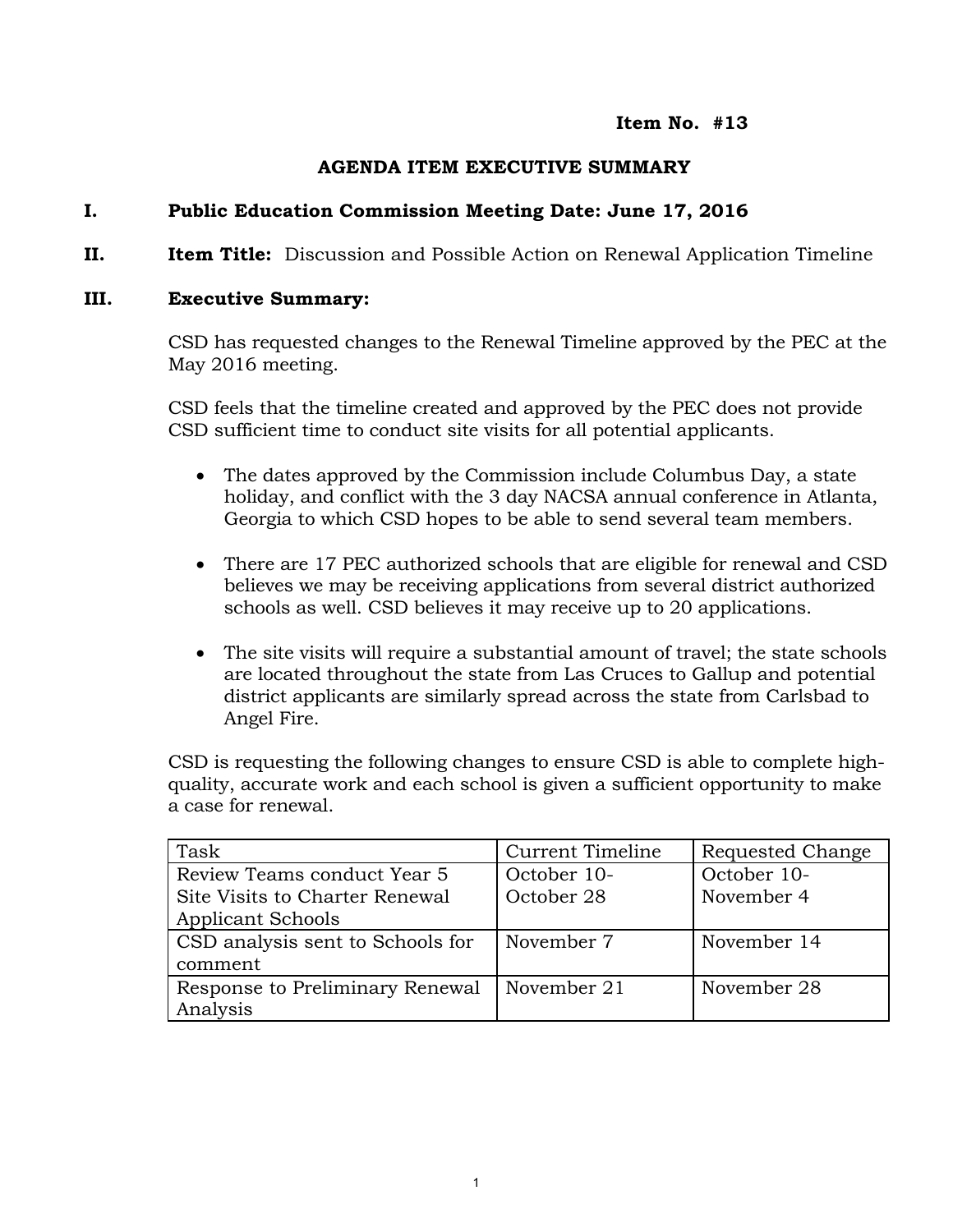**Item No. #13**

## AGENDA ITEM EXECUTIVE SUMMARY

**I. Public Education Commission Meeting Date: June 17, 2016**

**II. Item Title:** Discussion and Possible Action on Renewal Application Timeline

**III. Executive Summary:**

CSD has requested changes to the Renewal Timeline approved by the PEC at the May 2016 meeting.

CSD feels that the timeline created and approved by the PEC does not provide CSD sufficient time to conduct site visits for all potential applicants.

- The dates approved by the Commission include Columbus Day, a state holiday, and conflict with the 3 day NACSA annual conference in Atlanta, Georgia to which CSD hopes to be able to send several team members.
- There are 17 PEC authorized schools that are eligible for renewal and CSD believes we may be receiving applications from several district authorized schools as well. CSD believes it may receive up to 20 applications.
- The site visits will require a substantial amount of travel; the state schools are located throughout the state from Las Cruces to Gallup and potential district applicants are similarly spread across the state from Carlsbad to Angel Fire.

CSD is requesting the following changes to ensure CSD is able to complete high-quality, accurate work and each school is given a sufficient opportunity to make a case for renewal.

| Task | Current Timeline | Requested Change |
|---|---|---|
| Review Teams conduct Year 5 Site Visits to Charter Renewal Applicant Schools | October 10-October 28 | October 10-November 4 |
| CSD analysis sent to Schools for comment | November 7 | November 14 |
| Response to Preliminary Renewal Analysis | November 21 | November 28 |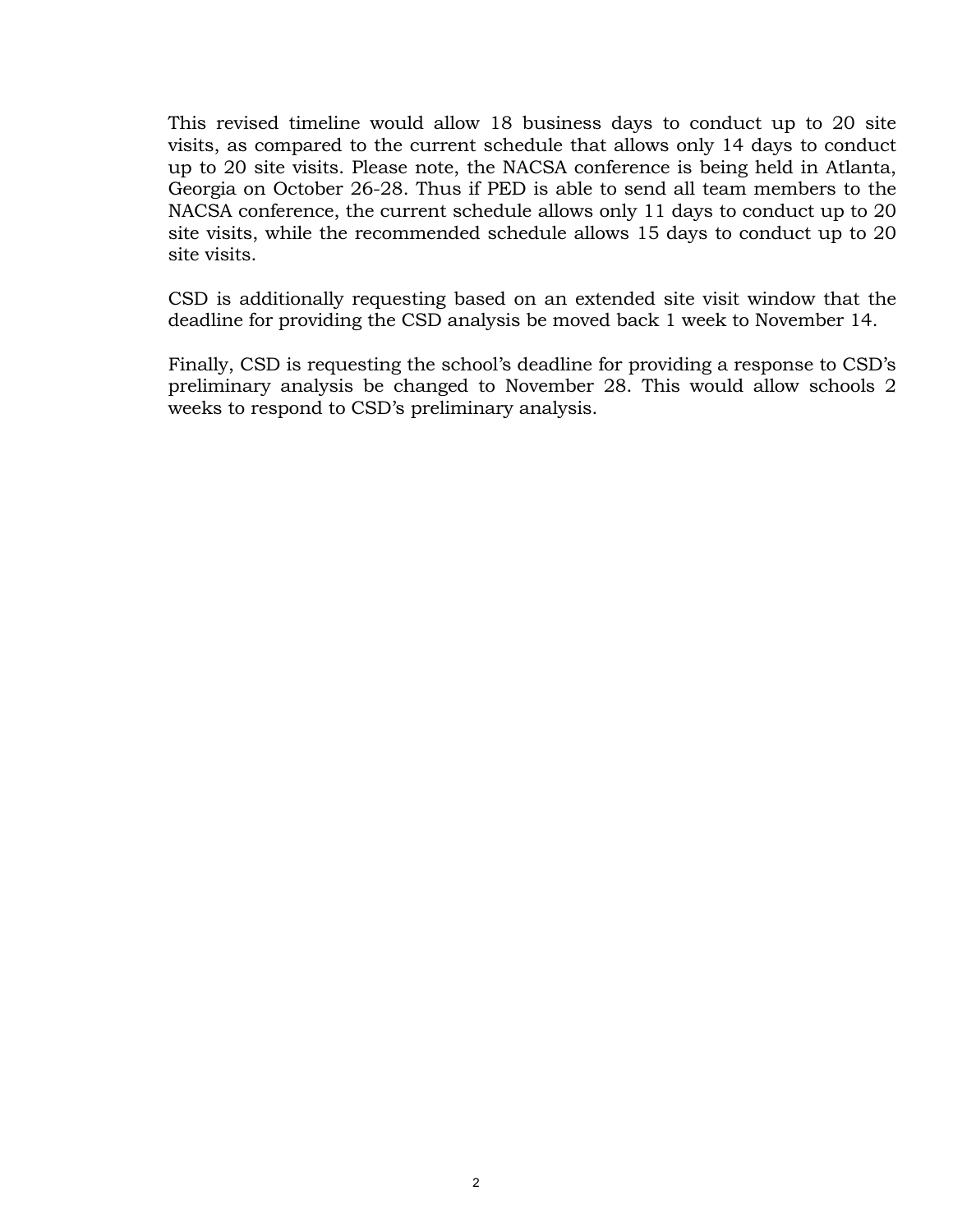This revised timeline would allow 18 business days to conduct up to 20 site visits, as compared to the current schedule that allows only 14 days to conduct up to 20 site visits. Please note, the NACSA conference is being held in Atlanta, Georgia on October 26-28. Thus if PED is able to send all team members to the NACSA conference, the current schedule allows only 11 days to conduct up to 20 site visits, while the recommended schedule allows 15 days to conduct up to 20 site visits.

CSD is additionally requesting based on an extended site visit window that the deadline for providing the CSD analysis be moved back 1 week to November 14.

Finally, CSD is requesting the school's deadline for providing a response to CSD's preliminary analysis be changed to November 28. This would allow schools 2 weeks to respond to CSD's preliminary analysis.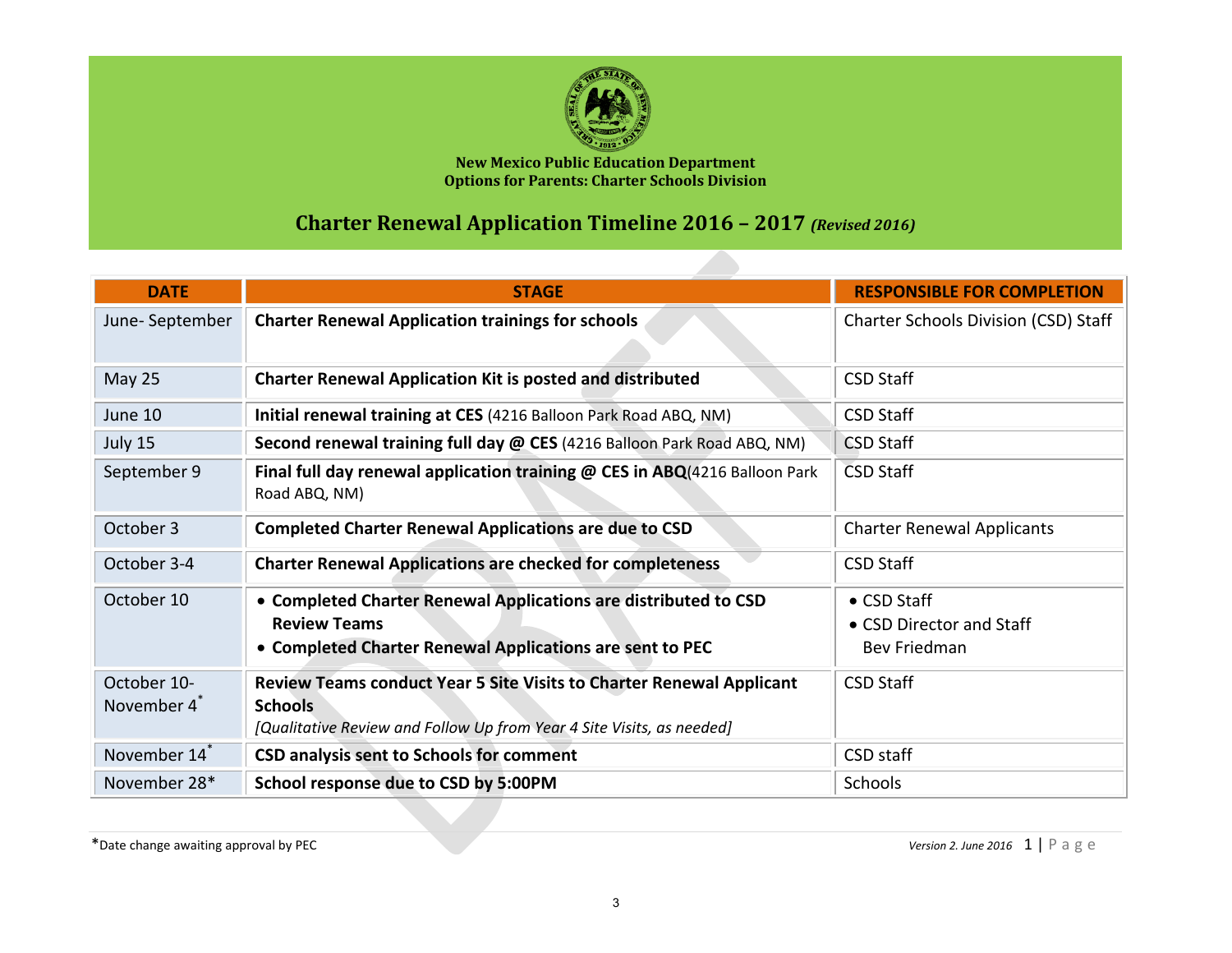**New Mexico Public Education Department**
**Options for Parents: Charter Schools Division**

# Charter Renewal Application Timeline 2016 – 2017 *(Revised 2016)*

| DATE | STAGE | RESPONSIBLE FOR COMPLETION |
|---|---|---|
| June- September | **Charter Renewal Application trainings for schools** | Charter Schools Division (CSD) Staff |
| May 25 | **Charter Renewal Application Kit is posted and distributed** | CSD Staff |
| June 10 | **Initial renewal training at CES** (4216 Balloon Park Road ABQ, NM) | CSD Staff |
| July 15 | **Second renewal training full day @ CES** (4216 Balloon Park Road ABQ, NM) | CSD Staff |
| September 9 | **Final full day renewal application training @ CES in ABQ**(4216 Balloon Park Road ABQ, NM) | CSD Staff |
| October 3 | **Completed Charter Renewal Applications are due to CSD** | Charter Renewal Applicants |
| October 3-4 | **Charter Renewal Applications are checked for completeness** | CSD Staff |
| October 10 | • **Completed Charter Renewal Applications are distributed to CSD Review Teams** <br> • **Completed Charter Renewal Applications are sent to PEC** | • CSD Staff <br> • CSD Director and Staff Bev Friedman |
| October 10- November 4* | **Review Teams conduct Year 5 Site Visits to Charter Renewal Applicant Schools** <br> *[Qualitative Review and Follow Up from Year 4 Site Visits, as needed]* | CSD Staff |
| November 14* | **CSD analysis sent to Schools for comment** | CSD staff |
| November 28* | **School response due to CSD by 5:00PM** | Schools |

*Date change awaiting approval by PEC

*Version 2. June 2016*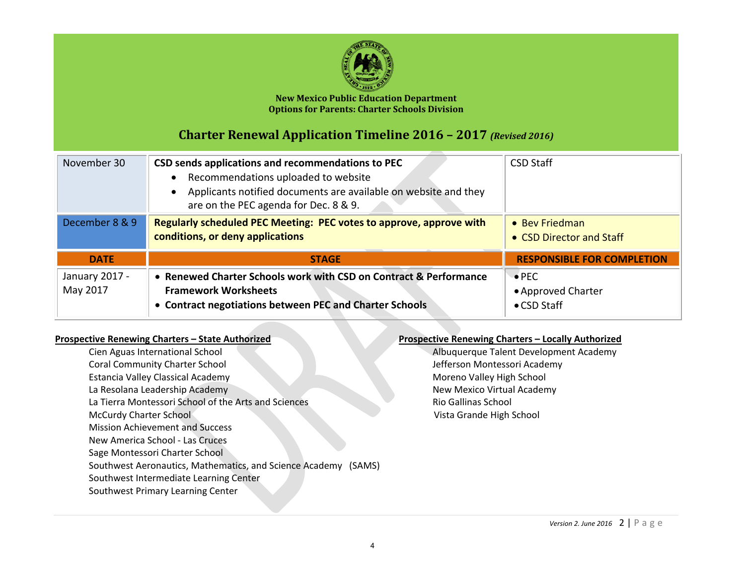New Mexico Public Education Department
Options for Parents: Charter Schools Division

# Charter Renewal Application Timeline 2016 – 2017 *(Revised 2016)*

| | | |
|---|---|---|
| November 30 | **CSD sends applications and recommendations to PEC**<br>• Recommendations uploaded to website<br>• Applicants notified documents are available on website and they are on the PEC agenda for Dec. 8 & 9. | CSD Staff |
| December 8 & 9 | **Regularly scheduled PEC Meeting: PEC votes to approve, approve with conditions, or deny applications** | • Bev Friedman<br>• CSD Director and Staff |
| **DATE** | **STAGE** | **RESPONSIBLE FOR COMPLETION** |
| January 2017 - May 2017 | • **Renewed Charter Schools work with CSD on Contract & Performance Framework Worksheets**<br>• **Contract negotiations between PEC and Charter Schools** | • PEC<br>• Approved Charter<br>• CSD Staff |

**Prospective Renewing Charters – State Authorized**

- Cien Aguas International School
- Coral Community Charter School
- Estancia Valley Classical Academy
- La Resolana Leadership Academy
- La Tierra Montessori School of the Arts and Sciences
- McCurdy Charter School
- Mission Achievement and Success
- New America School - Las Cruces
- Sage Montessori Charter School
- Southwest Aeronautics, Mathematics, and Science Academy (SAMS)
- Southwest Intermediate Learning Center
- Southwest Primary Learning Center

**Prospective Renewing Charters – Locally Authorized**

- Albuquerque Talent Development Academy
- Jefferson Montessori Academy
- Moreno Valley High School
- New Mexico Virtual Academy
- Rio Gallinas School
- Vista Grande High School

*Version 2. June 2016*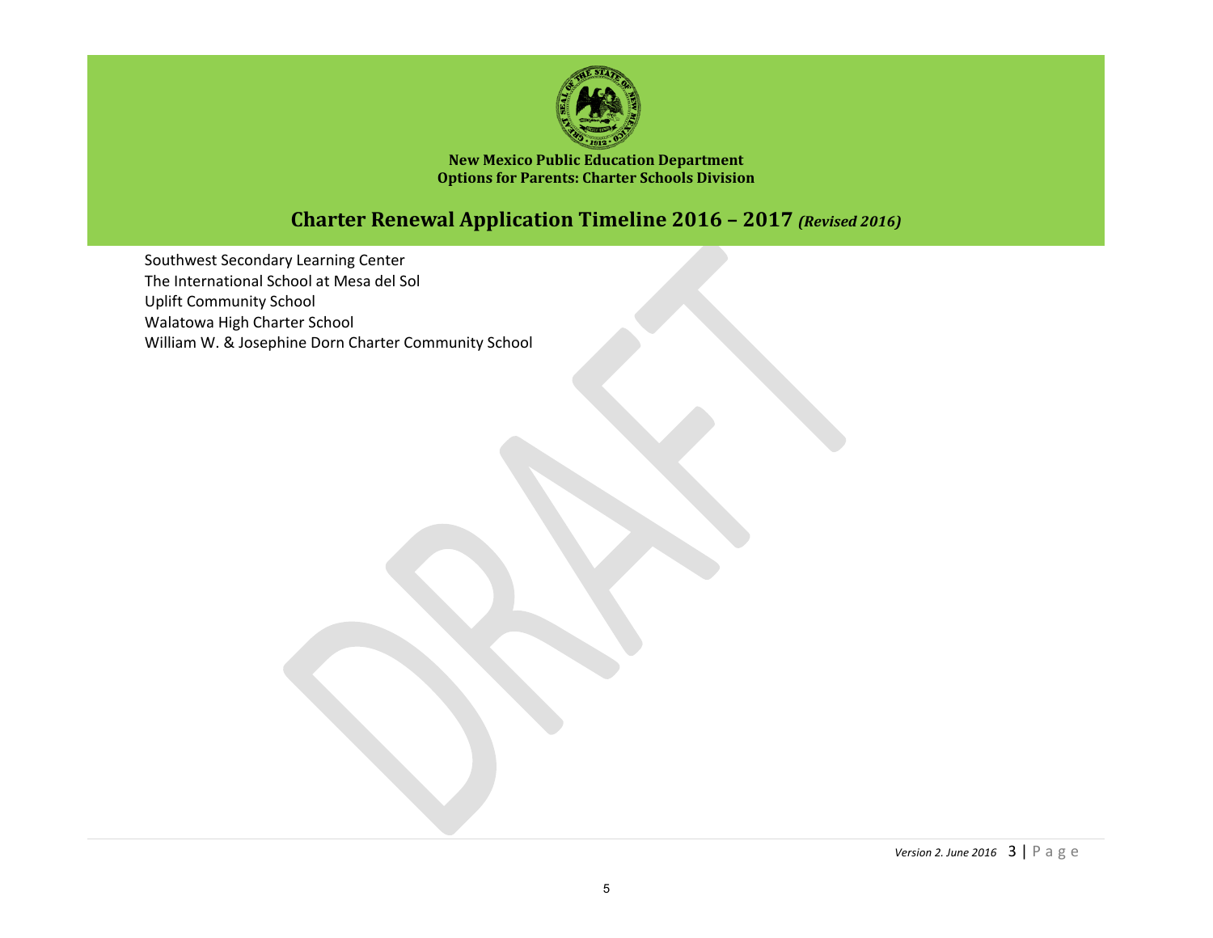Southwest Secondary Learning Center
The International School at Mesa del Sol
Uplift Community School
Walatowa High Charter School
William W. & Josephine Dorn Charter Community School